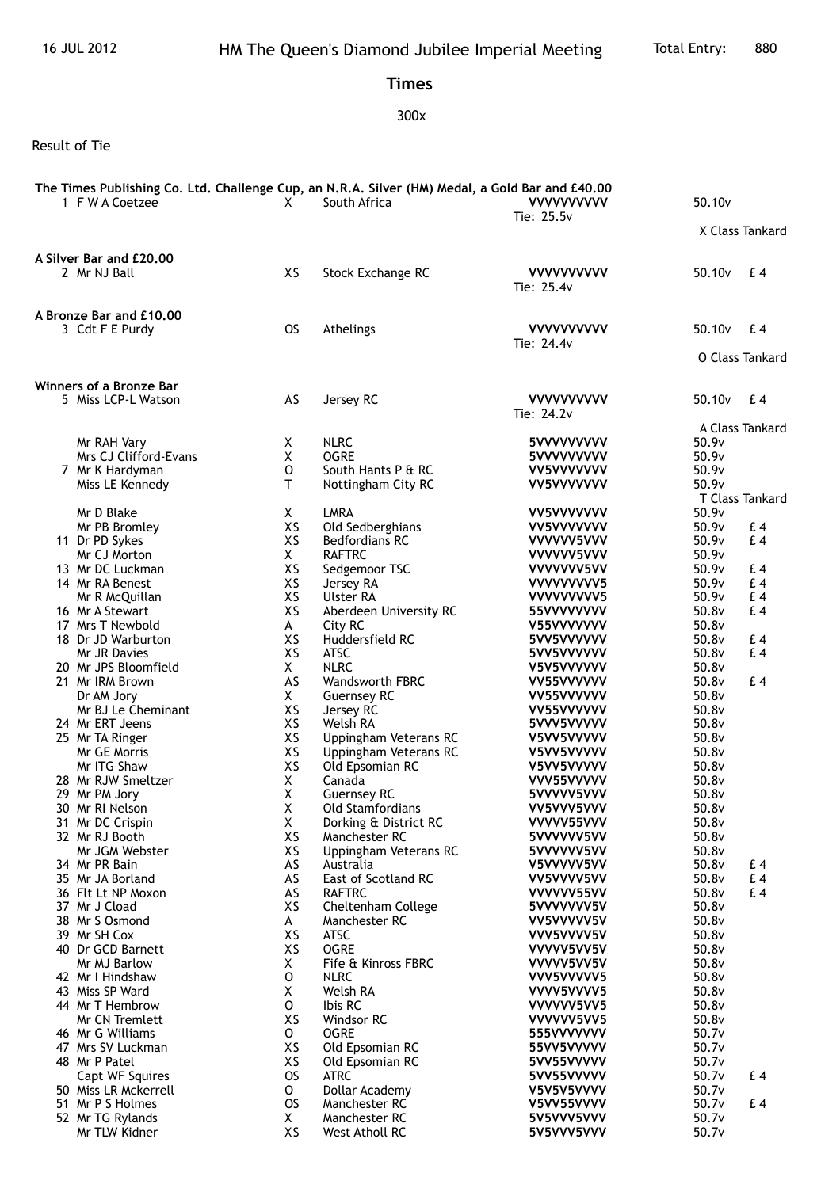16 JUL 2012 — HM The Queen's Diamond Jubilee Imperial Meeting — Total Entry: 880

# Times

300x

Result of Tie

**The Times Publishing Co. Ltd. Challenge Cup, an N.R.A. Silver (HM) Medal, a Gold Bar and £40.00**

| Pos | Name | Class | Club | Shots | Score | Prize |
|---|---|---|---|---|---|---|
| 1 | F W A Coetzee | X | South Africa | **VVVVVVVVVV** Tie: 25.5v | 50.10v | X Class Tankard |

**A Silver Bar and £20.00**

| Pos | Name | Class | Club | Shots | Score | Prize |
|---|---|---|---|---|---|---|
| 2 | Mr NJ Ball | XS | Stock Exchange RC | **VVVVVVVVVV** Tie: 25.4v | 50.10v | £ 4 |

**A Bronze Bar and £10.00**

| Pos | Name | Class | Club | Shots | Score | Prize |
|---|---|---|---|---|---|---|
| 3 | Cdt F E Purdy | OS | Athelings | **VVVVVVVVVV** Tie: 24.4v | 50.10v | £ 4 O Class Tankard |

**Winners of a Bronze Bar**

| Pos | Name | Class | Club | Shots | Score | Prize |
|---|---|---|---|---|---|---|
| 5 | Miss LCP-L Watson | AS | Jersey RC | **VVVVVVVVVV** Tie: 24.2v | 50.10v | £ 4 A Class Tankard |
| | Mr RAH Vary | X | NLRC | **5VVVVVVVVV** | 50.9v | |
| | Mrs CJ Clifford-Evans | X | OGRE | **5VVVVVVVVV** | 50.9v | |
| 7 | Mr K Hardyman | O | South Hants P & RC | **VV5VVVVVVV** | 50.9v | |
| | Miss LE Kennedy | T | Nottingham City RC | **VV5VVVVVVV** | 50.9v | T Class Tankard |
| | Mr D Blake | X | LMRA | **VV5VVVVVVV** | 50.9v | |
| | Mr PB Bromley | XS | Old Sedberghians | **VV5VVVVVVV** | 50.9v | £ 4 |
| 11 | Dr PD Sykes | XS | Bedfordians RC | **VVVVVV5VVV** | 50.9v | £ 4 |
| | Mr CJ Morton | X | RAFTRC | **VVVVVV5VVV** | 50.9v | |
| 13 | Mr DC Luckman | XS | Sedgemoor TSC | **VVVVVVV5VV** | 50.9v | £ 4 |
| 14 | Mr RA Benest | XS | Jersey RA | **VVVVVVVVV5** | 50.9v | £ 4 |
| | Mr R McQuillan | XS | Ulster RA | **VVVVVVVVV5** | 50.9v | £ 4 |
| 16 | Mr A Stewart | XS | Aberdeen University RC | **55VVVVVVVV** | 50.8v | £ 4 |
| 17 | Mrs T Newbold | A | City RC | **V55VVVVVVV** | 50.8v | |
| 18 | Dr JD Warburton | XS | Huddersfield RC | **5VV5VVVVVV** | 50.8v | £ 4 |
| | Mr JR Davies | XS | ATSC | **5VV5VVVVVV** | 50.8v | £ 4 |
| 20 | Mr JPS Bloomfield | X | NLRC | **V5V5VVVVVV** | 50.8v | |
| 21 | Mr IRM Brown | AS | Wandsworth FBRC | **VV55VVVVVV** | 50.8v | £ 4 |
| | Dr AM Jory | X | Guernsey RC | **VV55VVVVVV** | 50.8v | |
| | Mr BJ Le Cheminant | XS | Jersey RC | **VV55VVVVVV** | 50.8v | |
| 24 | Mr ERT Jeens | XS | Welsh RA | **5VVV5VVVVV** | 50.8v | |
| 25 | Mr TA Ringer | XS | Uppingham Veterans RC | **V5VV5VVVVV** | 50.8v | |
| | Mr GE Morris | XS | Uppingham Veterans RC | **V5VV5VVVVV** | 50.8v | |
| | Mr ITG Shaw | XS | Old Epsomian RC | **V5VV5VVVVV** | 50.8v | |
| 28 | Mr RJW Smeltzer | X | Canada | **VVV55VVVVV** | 50.8v | |
| 29 | Mr PM Jory | X | Guernsey RC | **5VVVVV5VVV** | 50.8v | |
| 30 | Mr RI Nelson | X | Old Stamfordians | **VV5VVV5VVV** | 50.8v | |
| 31 | Mr DC Crispin | X | Dorking & District RC | **VVVVV55VVV** | 50.8v | |
| 32 | Mr RJ Booth | XS | Manchester RC | **5VVVVVV5VV** | 50.8v | |
| | Mr JGM Webster | XS | Uppingham Veterans RC | **5VVVVVV5VV** | 50.8v | |
| 34 | Mr PR Bain | AS | Australia | **V5VVVVV5VV** | 50.8v | £ 4 |
| 35 | Mr JA Borland | AS | East of Scotland RC | **VV5VVVV5VV** | 50.8v | £ 4 |
| 36 | Flt Lt NP Moxon | AS | RAFTRC | **VVVVVV55VV** | 50.8v | £ 4 |
| 37 | Mr J Cload | XS | Cheltenham College | **5VVVVVVV5V** | 50.8v | |
| 38 | Mr S Osmond | A | Manchester RC | **VV5VVVVV5V** | 50.8v | |
| 39 | Mr SH Cox | XS | ATSC | **VVV5VVVV5V** | 50.8v | |
| 40 | Dr GCD Barnett | XS | OGRE | **VVVVV5VV5V** | 50.8v | |
| | Mr MJ Barlow | X | Fife & Kinross FBRC | **VVVVV5VV5V** | 50.8v | |
| 42 | Mr I Hindshaw | O | NLRC | **VVV5VVVVV5** | 50.8v | |
| 43 | Miss SP Ward | X | Welsh RA | **VVVV5VVVV5** | 50.8v | |
| 44 | Mr T Hembrow | O | Ibis RC | **VVVVVV5VV5** | 50.8v | |
| | Mr CN Tremlett | XS | Windsor RC | **VVVVVV5VV5** | 50.8v | |
| 46 | Mr G Williams | O | OGRE | **555VVVVVVV** | 50.7v | |
| 47 | Mrs SV Luckman | XS | Old Epsomian RC | **55VV5VVVVV** | 50.7v | |
| 48 | Mr P Patel | XS | Old Epsomian RC | **5VV55VVVVV** | 50.7v | |
| | Capt WF Squires | OS | ATRC | **5VV55VVVVV** | 50.7v | £ 4 |
| 50 | Miss LR Mckerrell | O | Dollar Academy | **V5V5V5VVVV** | 50.7v | |
| 51 | Mr P S Holmes | OS | Manchester RC | **V5VV55VVVV** | 50.7v | £ 4 |
| 52 | Mr TG Rylands | X | Manchester RC | **5V5VVV5VVV** | 50.7v | |
| | Mr TLW Kidner | XS | West Atholl RC | **5V5VVV5VVV** | 50.7v | |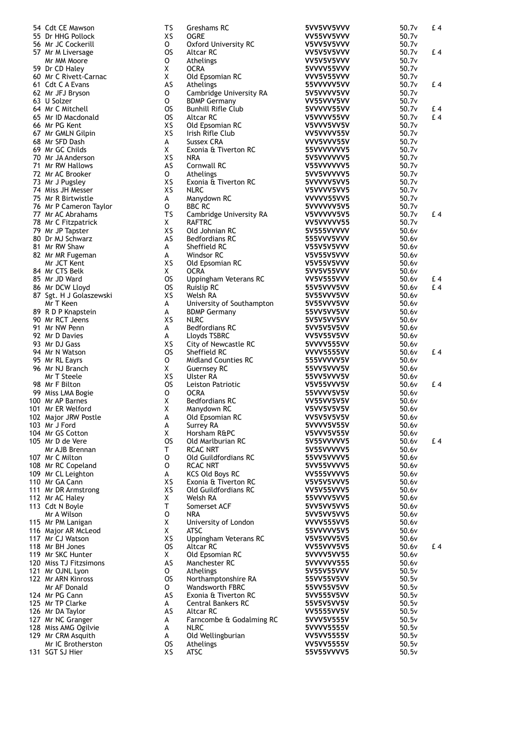| | | | | | | |
|---|---|---|---|---|---|---|
| 54 | Cdt CE Mawson | TS | Greshams RC | 5VV5VV5VVV | 50.7v | £ 4 |
| 55 | Dr HHG Pollock | XS | OGRE | VV55VV5VVV | 50.7v | |
| 56 | Mr JC Cockerill | O | Oxford University RC | V5VV5V5VVV | 50.7v | |
| 57 | Mr M Liversage | OS | Altcar RC | VV5V5V5VVV | 50.7v | £ 4 |
| | Mr MM Moore | O | Athelings | VV5V5V5VVV | 50.7v | |
| 59 | Dr CD Haley | X | OCRA | 5VVVV55VVV | 50.7v | |
| 60 | Mr C Rivett-Carnac | X | Old Epsomian RC | VVV5V55VVV | 50.7v | |
| 61 | Cdt C A Evans | AS | Athelings | 55VVVVV5VV | 50.7v | £ 4 |
| 62 | Mr JFJ Bryson | O | Cambridge University RA | 5V5VVVV5VV | 50.7v | |
| 63 | U Solzer | O | BDMP Germany | VV55VVV5VV | 50.7v | |
| 64 | Mr C Mitchell | OS | Bunhill Rifle Club | 5VVVVV55VV | 50.7v | £ 4 |
| 65 | Mr ID Macdonald | OS | Altcar RC | V5VVVV55VV | 50.7v | £ 4 |
| 66 | Mr PG Kent | XS | Old Epsomian RC | V5VVV5VV5V | 50.7v | |
| 67 | Mr GMLN Gilpin | XS | Irish Rifle Club | VV5VVVV55V | 50.7v | |
| 68 | Mr SFD Dash | A | Sussex CRA | VVV5VVV55V | 50.7v | |
| 69 | Mr GC Childs | X | Exonia & Tiverton RC | 55VVVVVVV5 | 50.7v | |
| 70 | Mr JA Anderson | XS | NRA | 5V5VVVVVV5 | 50.7v | |
| 71 | Mr RW Hallows | AS | Cornwall RC | V55VVVVVV5 | 50.7v | |
| 72 | Mr AC Brooker | O | Athelings | 5VV5VVVVV5 | 50.7v | |
| 73 | Mr J Pugsley | XS | Exonia & Tiverton RC | 5VVVVV5VV5 | 50.7v | |
| 74 | Miss JH Messer | XS | NLRC | V5VVVV5VV5 | 50.7v | |
| 75 | Mr R Birtwistle | A | Manydown RC | VVVVV55VV5 | 50.7v | |
| 76 | Mr P Cameron Taylor | O | BBC RC | 5VVVVVV5V5 | 50.7v | |
| 77 | Mr AC Abrahams | TS | Cambridge University RA | V5VVVVV5V5 | 50.7v | £ 4 |
| 78 | Mr C Fitzpatrick | X | RAFTRC | VV5VVVVV55 | 50.7v | |
| 79 | Mr JP Tapster | XS | Old Johnian RC | 5V555VVVVV | 50.6v | |
| 80 | Dr MJ Schwarz | AS | Bedfordians RC | 555VVV5VVV | 50.6v | |
| 81 | Mr RW Shaw | A | Sheffield RC | V55V5V5VVV | 50.6v | |
| 82 | Mr MR Fugeman | A | Windsor RC | V5V55V5VVV | 50.6v | |
| | Mr JCT Kent | XS | Old Epsomian RC | V5V55V5VVV | 50.6v | |
| 84 | Mr CTS Belk | X | OCRA | 5VV5V55VVV | 50.6v | |
| 85 | Mr JD Ward | OS | Uppingham Veterans RC | VV5V555VVV | 50.6v | £ 4 |
| 86 | Mr DCW Lloyd | OS | Ruislip RC | 55V5VVV5VV | 50.6v | £ 4 |
| 87 | Sgt. H J Golaszewski | XS | Welsh RA | 5V55VVV5VV | 50.6v | |
| | Mr T Keen | A | University of Southampton | 5V55VVV5VV | 50.6v | |
| 89 | R D P Knapstein | A | BDMP Germany | 55VV5VV5VV | 50.6v | |
| 90 | Mr RCT Jeens | XS | NLRC | 5V5V5VV5VV | 50.6v | |
| 91 | Mr NW Penn | A | Bedfordians RC | 5VV5V5V5VV | 50.6v | |
| 92 | Mr D Davies | A | Lloyds TSBRC | VV5V55V5VV | 50.6v | |
| 93 | Mr DJ Gass | XS | City of Newcastle RC | 5VVVV555VV | 50.6v | |
| 94 | Mr N Watson | OS | Sheffield RC | VVVV5555VV | 50.6v | £ 4 |
| 95 | Mr RL Eayrs | O | Midland Counties RC | 555VVVVV5V | 50.6v | |
| 96 | Mr NJ Branch | X | Guernsey RC | 55VV5VVV5V | 50.6v | |
| | Mr T Steele | XS | Ulster RA | 55VV5VVV5V | 50.6v | |
| 98 | Mr F Bilton | OS | Leiston Patriotic | V5V55VVV5V | 50.6v | £ 4 |
| 99 | Miss LMA Bogie | O | OCRA | 55VVVV5V5V | 50.6v | |
| 100 | Mr AP Barnes | X | Bedfordians RC | VV55VV5V5V | 50.6v | |
| 101 | Mr ER Welford | X | Manydown RC | V5VV5V5V5V | 50.6v | |
| 102 | Major JRW Postle | A | Old Epsomian RC | VV5V5V5V5V | 50.6v | |
| 103 | Mr J Ford | A | Surrey RA | 5VVVV5V55V | 50.6v | |
| 104 | Mr GS Cotton | X | Horsham R&PC | V5VVV5V55V | 50.6v | |
| 105 | Mr D de Vere | OS | Old Marlburian RC | 5V55VVVVV5 | 50.6v | £ 4 |
| | Mr AJB Brennan | T | RCAC NRT | 5V55VVVVV5 | 50.6v | |
| 107 | Mr C Milton | O | Old Guildfordians RC | 55VV5VVVV5 | 50.6v | |
| 108 | Mr RC Copeland | O | RCAC NRT | 5VV55VVVV5 | 50.6v | |
| 109 | Mr CL Leighton | A | KCS Old Boys RC | VV555VVVV5 | 50.6v | |
| 110 | Mr GA Cann | XS | Exonia & Tiverton RC | V5V5V5VVV5 | 50.6v | |
| 111 | Mr DR Armstrong | XS | Old Guildfordians RC | VV5V55VVV5 | 50.6v | |
| 112 | Mr AC Haley | X | Welsh RA | 55VVVV5VV5 | 50.6v | |
| 113 | Cdt N Boyle | T | Somerset ACF | 5VV5VV5VV5 | 50.6v | |
| | Mr A Wilson | O | NRA | 5VV5VV5VV5 | 50.6v | |
| 115 | Mr PM Lanigan | X | University of London | VVVV555VV5 | 50.6v | |
| 116 | Major AR McLeod | X | ATSC | 55VVVVV5V5 | 50.6v | |
| 117 | Mr CJ Watson | XS | Uppingham Veterans RC | V5V5VVV5V5 | 50.6v | |
| 118 | Mr BH Jones | OS | Altcar RC | VV55VVV5V5 | 50.6v | £ 4 |
| 119 | Mr SKC Hunter | X | Old Epsomian RC | 5VVVV5VV55 | 50.6v | |
| 120 | Miss TJ Fitzsimons | AS | Manchester RC | 5VVVVVV555 | 50.6v | |
| 121 | Mr OJNL Lyon | O | Athelings | 5V55V55VVV | 50.5v | |
| 122 | Mr ARN Kinross | OS | Northamptonshire RA | 55VV55V5VV | 50.5v | |
| | Mr AF Donald | O | Wandsworth FBRC | 55VV55V5VV | 50.5v | |
| 124 | Mr PG Cann | AS | Exonia & Tiverton RC | 5VV555V5VV | 50.5v | |
| 125 | Mr TP Clarke | A | Central Bankers RC | 55V5V5VV5V | 50.5v | |
| 126 | Mr DA Taylor | AS | Altcar RC | VV5555VV5V | 50.5v | |
| 127 | Mr NC Granger | A | Farncombe & Godalming RC | 5VVV5V555V | 50.5v | |
| 128 | Miss AMG Ogilvie | A | NLRC | 5VVVV5555V | 50.5v | |
| 129 | Mr CRM Asquith | A | Old Wellingburian | VV5VV5555V | 50.5v | |
| | Mr IC Brotherston | OS | Athelings | VV5VV5555V | 50.5v | |
| 131 | SGT SJ Hier | XS | ATSC | 55V55VVVV5 | 50.5v | |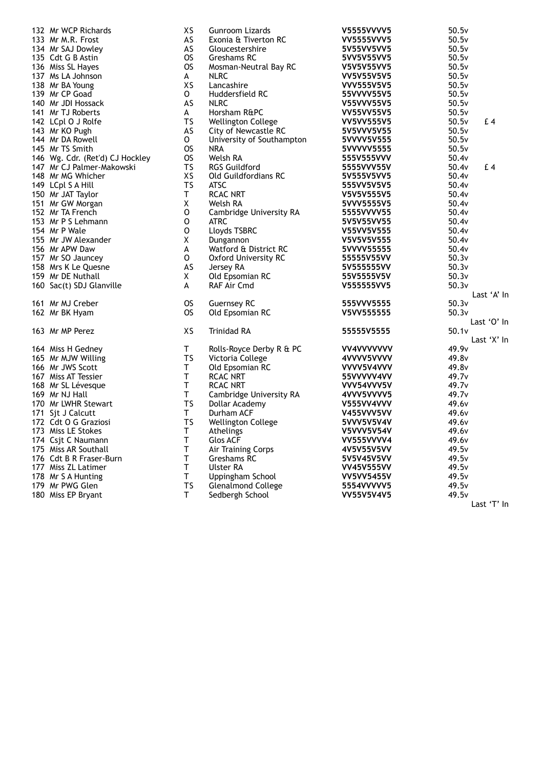| | | | | | | |
|---|---|---|---|---|---|---|
| 132 | Mr WCP Richards | XS | Gunroom Lizards | **V5555VVVV5** | 50.5v | |
| 133 | Mr M.R. Frost | AS | Exonia & Tiverton RC | **VV5555VVV5** | 50.5v | |
| 134 | Mr SAJ Dowley | AS | Gloucestershire | **5V55VV5VV5** | 50.5v | |
| 135 | Cdt G B Astin | OS | Greshams RC | **5VV5V55VV5** | 50.5v | |
| 136 | Miss SL Hayes | OS | Mosman-Neutral Bay RC | **V5V5V55VV5** | 50.5v | |
| 137 | Ms LA Johnson | A | NLRC | **VV5V55V5V5** | 50.5v | |
| 138 | Mr BA Young | XS | Lancashire | **VVV555V5V5** | 50.5v | |
| 139 | Mr CP Goad | O | Huddersfield RC | **55VVVV55V5** | 50.5v | |
| 140 | Mr JDI Hossack | AS | NLRC | **V55VVV55V5** | 50.5v | |
| 141 | Mr TJ Roberts | A | Horsham R&PC | **VV55VV55V5** | 50.5v | |
| 142 | LCpl O J Rolfe | TS | Wellington College | **VV5VV555V5** | 50.5v | £ 4 |
| 143 | Mr KO Pugh | AS | City of Newcastle RC | **5V5VVV5V55** | 50.5v | |
| 144 | Mr DA Rowell | O | University of Southampton | **5VVVV5V555** | 50.5v | |
| 145 | Mr TS Smith | OS | NRA | **5VVVVV5555** | 50.5v | |
| 146 | Wg. Cdr. (Ret'd) CJ Hockley | OS | Welsh RA | **555V555VVV** | 50.4v | |
| 147 | Mr CJ Palmer-Makowski | TS | RGS Guildford | **5555VVV55V** | 50.4v | £ 4 |
| 148 | Mr MG Whicher | XS | Old Guildfordians RC | **5V555V5VV5** | 50.4v | |
| 149 | LCpl S A Hill | TS | ATSC | **555VV5V5V5** | 50.4v | |
| 150 | Mr JAT Taylor | T | RCAC NRT | **V5V5V555V5** | 50.4v | |
| 151 | Mr GW Morgan | X | Welsh RA | **5VVV5555V5** | 50.4v | |
| 152 | Mr TA French | O | Cambridge University RA | **5555VVVV55** | 50.4v | |
| 153 | Mr P S Lehmann | O | ATRC | **5V5V55VV55** | 50.4v | |
| 154 | Mr P Wale | O | Lloyds TSBRC | **V55VV5V555** | 50.4v | |
| 155 | Mr JW Alexander | X | Dungannon | **V5V5V5V555** | 50.4v | |
| 156 | Mr APW Daw | A | Watford & District RC | **5VVVV55555** | 50.4v | |
| 157 | Mr SO Jauncey | O | Oxford University RC | **55555V55VV** | 50.3v | |
| 158 | Mrs K Le Quesne | AS | Jersey RA | **5V555555VV** | 50.3v | |
| 159 | Mr DE Nuthall | X | Old Epsomian RC | **55V5555V5V** | 50.3v | |
| 160 | Sac(t) SDJ Glanville | A | RAF Air Cmd | **V555555VV5** | 50.3v | Last 'A' In |
| 161 | Mr MJ Creber | OS | Guernsey RC | **555VVV5555** | 50.3v | |
| 162 | Mr BK Hyam | OS | Old Epsomian RC | **V5VV555555** | 50.3v | Last 'O' In |
| 163 | Mr MP Perez | XS | Trinidad RA | **55555V5555** | 50.1v | Last 'X' In |
| 164 | Miss H Gedney | T | Rolls-Royce Derby R & PC | **VV4VVVVVVV** | 49.9v | |
| 165 | Mr MJW Willing | TS | Victoria College | **4VVVV5VVVV** | 49.8v | |
| 166 | Mr JWS Scott | T | Old Epsomian RC | **VVVV5V4VVV** | 49.8v | |
| 167 | Miss AT Tessier | T | RCAC NRT | **55VVVVV4VV** | 49.7v | |
| 168 | Mr SL Lévesque | T | RCAC NRT | **VVV54VVV5V** | 49.7v | |
| 169 | Mr NJ Hall | T | Cambridge University RA | **4VVV5VVVV5** | 49.7v | |
| 170 | Mr LWHR Stewart | TS | Dollar Academy | **V555VV4VVV** | 49.6v | |
| 171 | Sjt J Calcutt | T | Durham ACF | **V455VVV5VV** | 49.6v | |
| 172 | Cdt O G Graziosi | TS | Wellington College | **5VVV5V5V4V** | 49.6v | |
| 173 | Miss LE Stokes | T | Athelings | **V5VVV5V54V** | 49.6v | |
| 174 | Csjt C Naumann | T | Glos ACF | **VV555VVVV4** | 49.6v | |
| 175 | Miss AR Southall | T | Air Training Corps | **4V5V55V5VV** | 49.5v | |
| 176 | Cdt B R Fraser-Burn | T | Greshams RC | **5V5V45V5VV** | 49.5v | |
| 177 | Miss ZL Latimer | T | Ulster RA | **VV45V555VV** | 49.5v | |
| 178 | Mr S A Hunting | T | Uppingham School | **VV5VV5455V** | 49.5v | |
| 179 | Mr PWG Glen | TS | Glenalmond College | **5554VVVVV5** | 49.5v | |
| 180 | Miss EP Bryant | T | Sedbergh School | **VV55V5V4V5** | 49.5v | Last 'T' In |